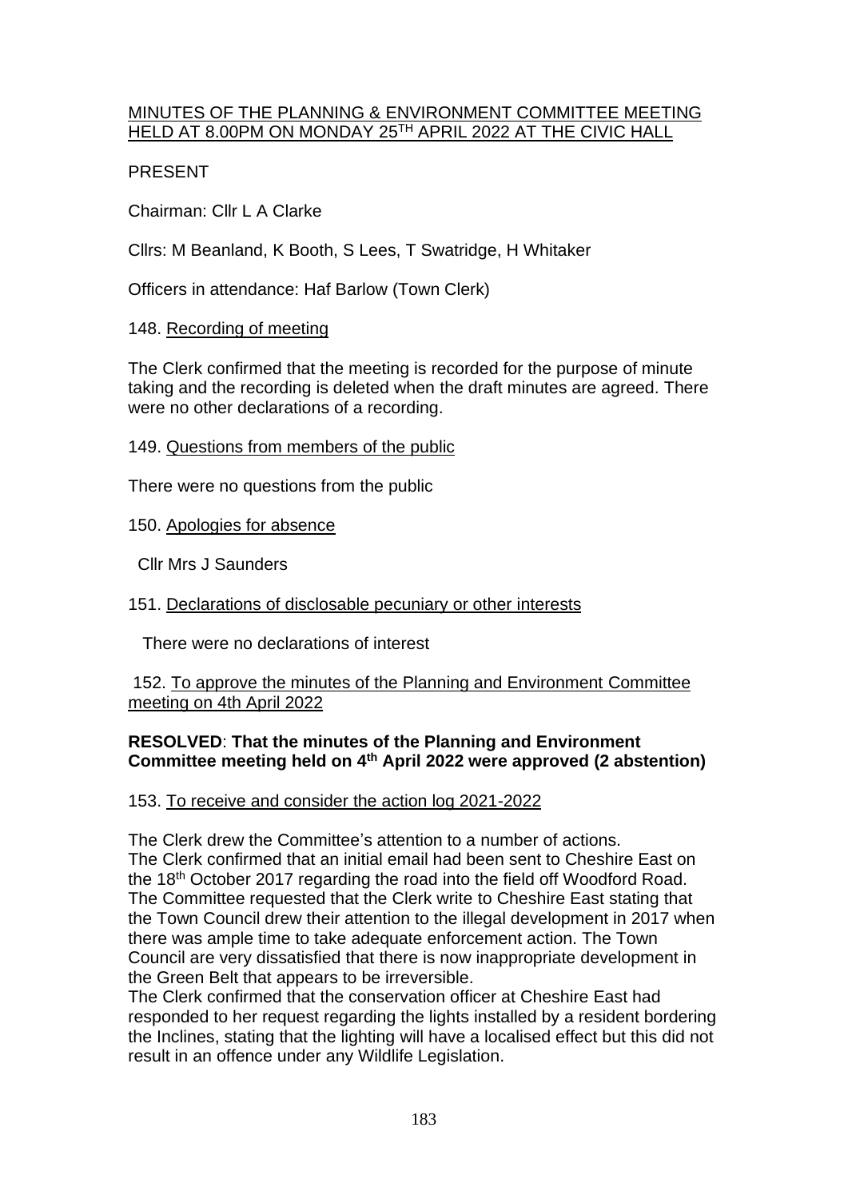MINUTES OF THE PLANNING & ENVIRONMENT COMMITTEE MEETING HELD AT 8.00PM ON MONDAY 25TH APRIL 2022 AT THE CIVIC HALL

PRESENT

Chairman: Cllr L A Clarke

Cllrs: M Beanland, K Booth, S Lees, T Swatridge, H Whitaker

Officers in attendance: Haf Barlow (Town Clerk)

148. Recording of meeting

The Clerk confirmed that the meeting is recorded for the purpose of minute taking and the recording is deleted when the draft minutes are agreed. There were no other declarations of a recording.

149. Questions from members of the public

There were no questions from the public

150. Apologies for absence

Cllr Mrs J Saunders

151. Declarations of disclosable pecuniary or other interests

There were no declarations of interest

152. To approve the minutes of the Planning and Environment Committee meeting on 4th April 2022

**RESOLVED**: **That the minutes of the Planning and Environment Committee meeting held on 4th April 2022 were approved (2 abstention)**

153. To receive and consider the action log 2021-2022

The Clerk drew the Committee's attention to a number of actions.
The Clerk confirmed that an initial email had been sent to Cheshire East on the 18th October 2017 regarding the road into the field off Woodford Road. The Committee requested that the Clerk write to Cheshire East stating that the Town Council drew their attention to the illegal development in 2017 when there was ample time to take adequate enforcement action. The Town Council are very dissatisfied that there is now inappropriate development in the Green Belt that appears to be irreversible.
The Clerk confirmed that the conservation officer at Cheshire East had responded to her request regarding the lights installed by a resident bordering the Inclines, stating that the lighting will have a localised effect but this did not result in an offence under any Wildlife Legislation.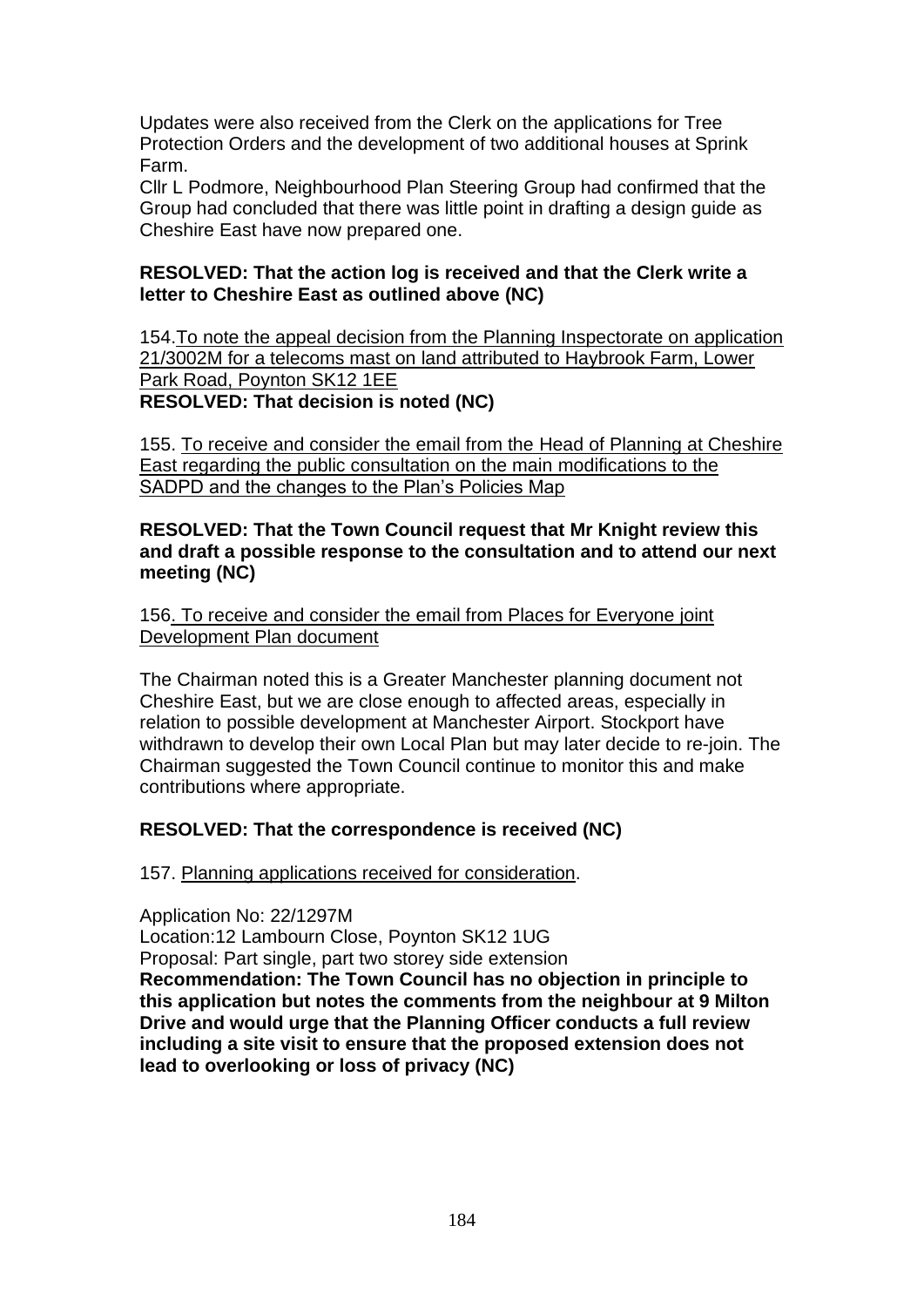Updates were also received from the Clerk on the applications for Tree Protection Orders and the development of two additional houses at Sprink Farm.
Cllr L Podmore, Neighbourhood Plan Steering Group had confirmed that the Group had concluded that there was little point in drafting a design guide as Cheshire East have now prepared one.

**RESOLVED: That the action log is received and that the Clerk write a letter to Cheshire East as outlined above (NC)**

154. <u>To note the appeal decision from the Planning Inspectorate on application 21/3002M for a telecoms mast on land attributed to Haybrook Farm, Lower Park Road, Poynton SK12 1EE</u>
**RESOLVED: That decision is noted (NC)**

155. <u>To receive and consider the email from the Head of Planning at Cheshire East regarding the public consultation on the main modifications to the SADPD and the changes to the Plan's Policies Map</u>

**RESOLVED: That the Town Council request that Mr Knight review this and draft a possible response to the consultation and to attend our next meeting (NC)**

156. <u>To receive and consider the email from Places for Everyone joint Development Plan document</u>

The Chairman noted this is a Greater Manchester planning document not Cheshire East, but we are close enough to affected areas, especially in relation to possible development at Manchester Airport. Stockport have withdrawn to develop their own Local Plan but may later decide to re-join. The Chairman suggested the Town Council continue to monitor this and make contributions where appropriate.

**RESOLVED: That the correspondence is received (NC)**

157. <u>Planning applications received for consideration</u>.

Application No: 22/1297M
Location:12 Lambourn Close, Poynton SK12 1UG
Proposal: Part single, part two storey side extension
**Recommendation: The Town Council has no objection in principle to this application but notes the comments from the neighbour at 9 Milton Drive and would urge that the Planning Officer conducts a full review including a site visit to ensure that the proposed extension does not lead to overlooking or loss of privacy (NC)**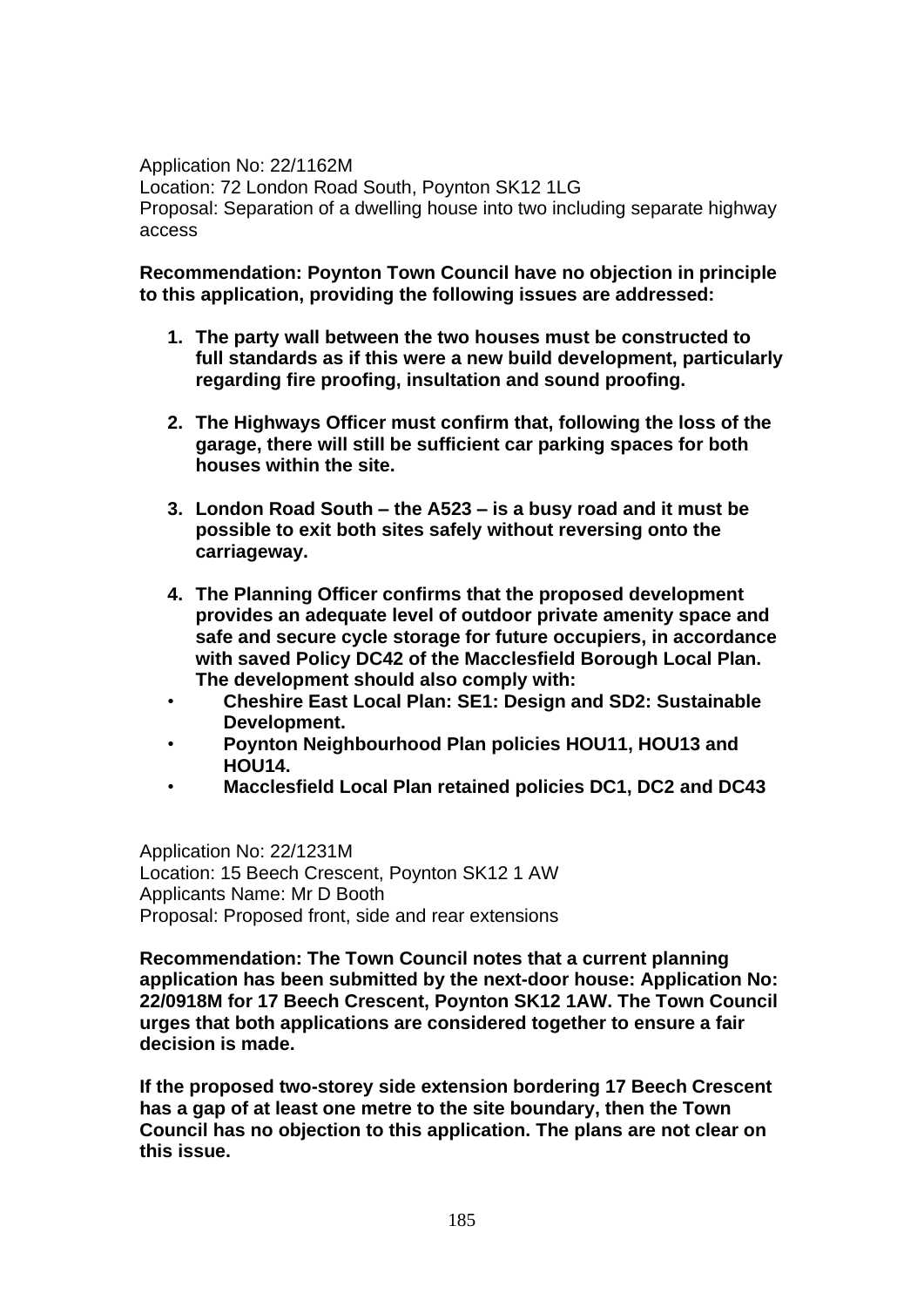Application No: 22/1162M
Location: 72 London Road South, Poynton SK12 1LG
Proposal: Separation of a dwelling house into two including separate highway access

**Recommendation: Poynton Town Council have no objection in principle to this application, providing the following issues are addressed:**

1. **The party wall between the two houses must be constructed to full standards as if this were a new build development, particularly regarding fire proofing, insultation and sound proofing.**

2. **The Highways Officer must confirm that, following the loss of the garage, there will still be sufficient car parking spaces for both houses within the site.**

3. **London Road South – the A523 – is a busy road and it must be possible to exit both sites safely without reversing onto the carriageway.**

4. **The Planning Officer confirms that the proposed development provides an adequate level of outdoor private amenity space and safe and secure cycle storage for future occupiers, in accordance with saved Policy DC42 of the Macclesfield Borough Local Plan. The development should also comply with:**

- **Cheshire East Local Plan: SE1: Design and SD2: Sustainable Development.**
- **Poynton Neighbourhood Plan policies HOU11, HOU13 and HOU14.**
- **Macclesfield Local Plan retained policies DC1, DC2 and DC43**

Application No: 22/1231M
Location: 15 Beech Crescent, Poynton SK12 1 AW
Applicants Name: Mr D Booth
Proposal: Proposed front, side and rear extensions

**Recommendation: The Town Council notes that a current planning application has been submitted by the next-door house: Application No: 22/0918M for 17 Beech Crescent, Poynton SK12 1AW. The Town Council urges that both applications are considered together to ensure a fair decision is made.**

**If the proposed two-storey side extension bordering 17 Beech Crescent has a gap of at least one metre to the site boundary, then the Town Council has no objection to this application. The plans are not clear on this issue.**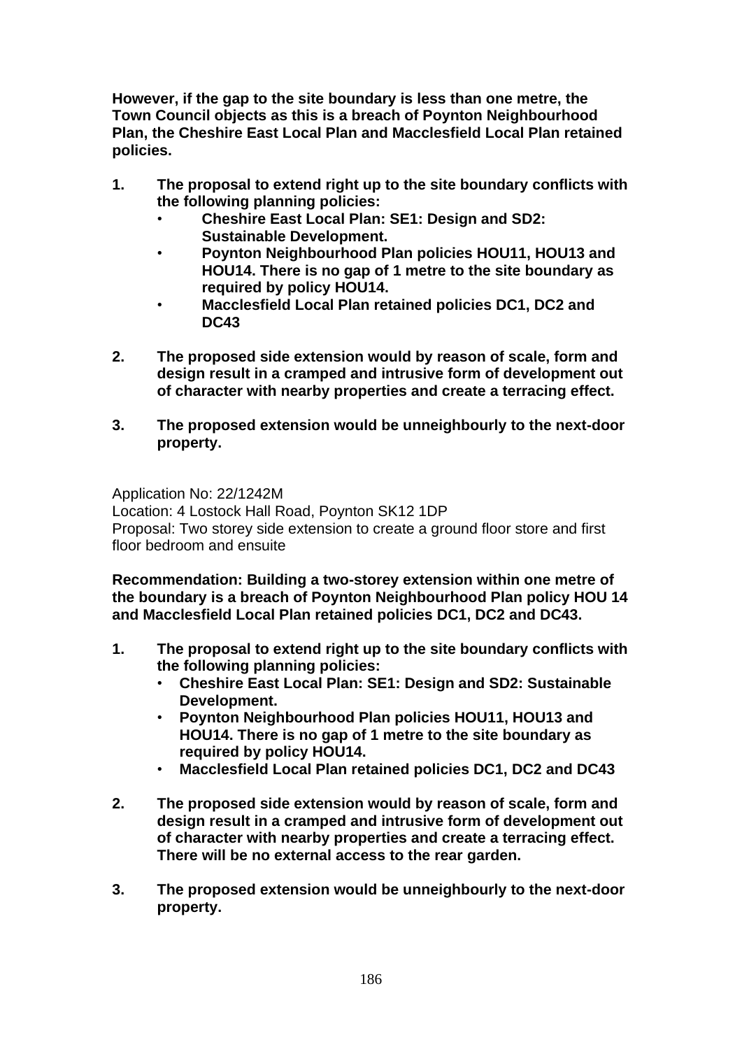**However, if the gap to the site boundary is less than one metre, the Town Council objects as this is a breach of Poynton Neighbourhood Plan, the Cheshire East Local Plan and Macclesfield Local Plan retained policies.**

1. **The proposal to extend right up to the site boundary conflicts with the following planning policies:**
   - **Cheshire East Local Plan: SE1: Design and SD2: Sustainable Development.**
   - **Poynton Neighbourhood Plan policies HOU11, HOU13 and HOU14. There is no gap of 1 metre to the site boundary as required by policy HOU14.**
   - **Macclesfield Local Plan retained policies DC1, DC2 and DC43**

2. **The proposed side extension would by reason of scale, form and design result in a cramped and intrusive form of development out of character with nearby properties and create a terracing effect.**

3. **The proposed extension would be unneighbourly to the next-door property.**

Application No: 22/1242M
Location: 4 Lostock Hall Road, Poynton SK12 1DP
Proposal: Two storey side extension to create a ground floor store and first floor bedroom and ensuite

**Recommendation: Building a two-storey extension within one metre of the boundary is a breach of Poynton Neighbourhood Plan policy HOU 14 and Macclesfield Local Plan retained policies DC1, DC2 and DC43.**

1. **The proposal to extend right up to the site boundary conflicts with the following planning policies:**
   - **Cheshire East Local Plan: SE1: Design and SD2: Sustainable Development.**
   - **Poynton Neighbourhood Plan policies HOU11, HOU13 and HOU14. There is no gap of 1 metre to the site boundary as required by policy HOU14.**
   - **Macclesfield Local Plan retained policies DC1, DC2 and DC43**

2. **The proposed side extension would by reason of scale, form and design result in a cramped and intrusive form of development out of character with nearby properties and create a terracing effect. There will be no external access to the rear garden.**

3. **The proposed extension would be unneighbourly to the next-door property.**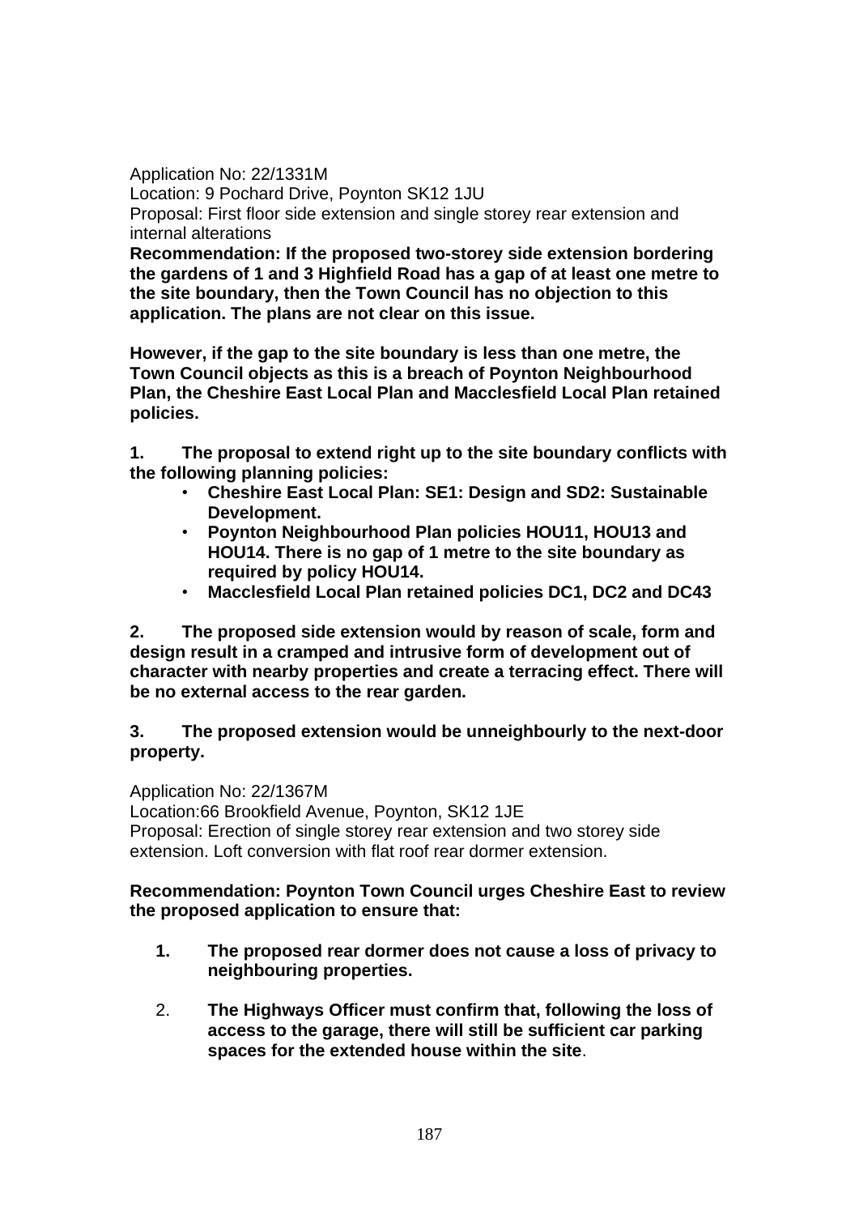Application No: 22/1331M
Location: 9 Pochard Drive, Poynton SK12 1JU
Proposal: First floor side extension and single storey rear extension and internal alterations
**Recommendation: If the proposed two-storey side extension bordering the gardens of 1 and 3 Highfield Road has a gap of at least one metre to the site boundary, then the Town Council has no objection to this application. The plans are not clear on this issue.**

**However, if the gap to the site boundary is less than one metre, the Town Council objects as this is a breach of Poynton Neighbourhood Plan, the Cheshire East Local Plan and Macclesfield Local Plan retained policies.**

**1. The proposal to extend right up to the site boundary conflicts with the following planning policies:**

- **Cheshire East Local Plan: SE1: Design and SD2: Sustainable Development.**
- **Poynton Neighbourhood Plan policies HOU11, HOU13 and HOU14. There is no gap of 1 metre to the site boundary as required by policy HOU14.**
- **Macclesfield Local Plan retained policies DC1, DC2 and DC43**

**2. The proposed side extension would by reason of scale, form and design result in a cramped and intrusive form of development out of character with nearby properties and create a terracing effect. There will be no external access to the rear garden.**

**3. The proposed extension would be unneighbourly to the next-door property.**

Application No: 22/1367M
Location:66 Brookfield Avenue, Poynton, SK12 1JE
Proposal: Erection of single storey rear extension and two storey side extension. Loft conversion with flat roof rear dormer extension.

**Recommendation: Poynton Town Council urges Cheshire East to review the proposed application to ensure that:**

1. **The proposed rear dormer does not cause a loss of privacy to neighbouring properties.**
2. **The Highways Officer must confirm that, following the loss of access to the garage, there will still be sufficient car parking spaces for the extended house within the site**.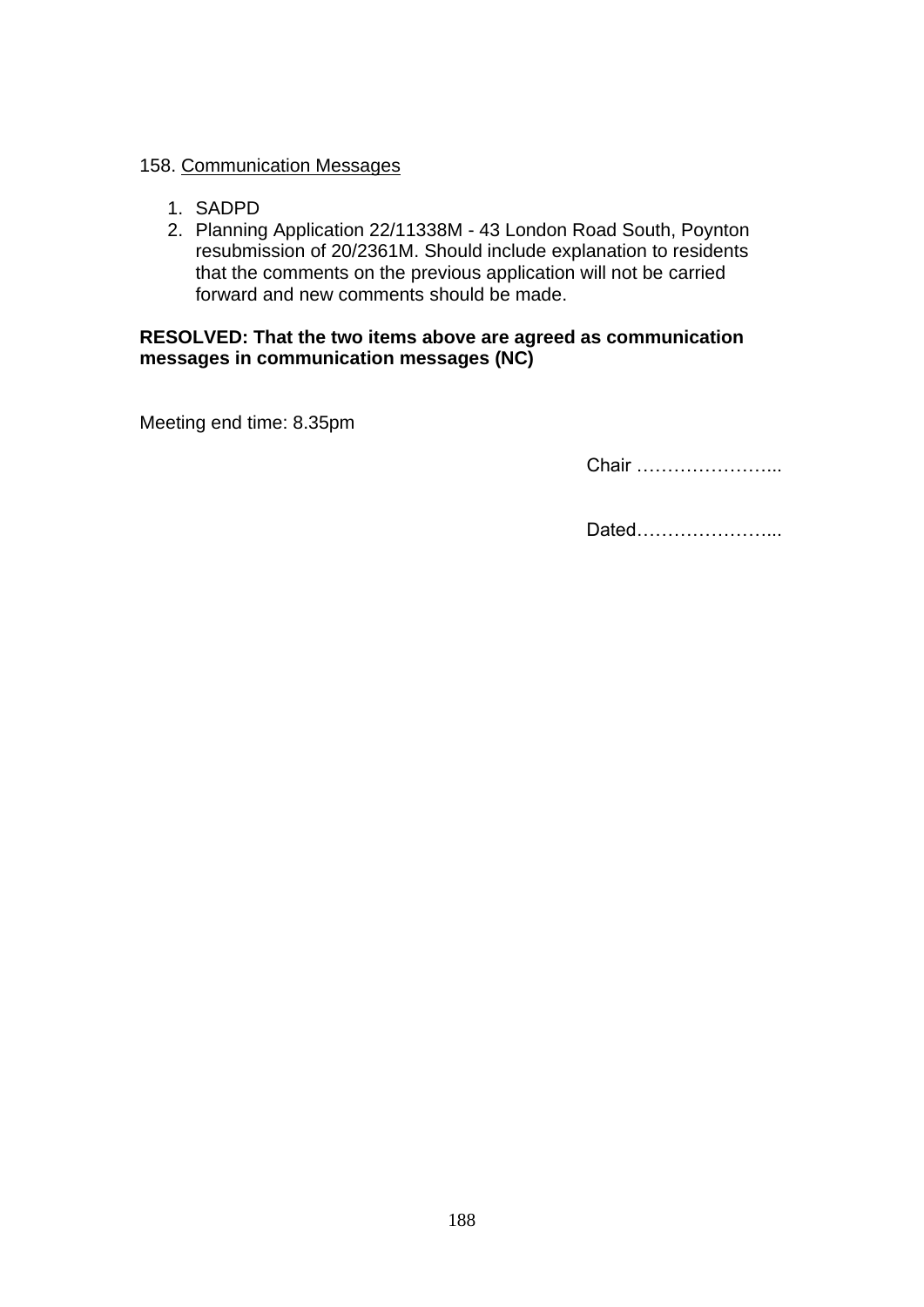158. Communication Messages

1. SADPD
2. Planning Application 22/11338M - 43 London Road South, Poynton resubmission of 20/2361M. Should include explanation to residents that the comments on the previous application will not be carried forward and new comments should be made.

**RESOLVED: That the two items above are agreed as communication messages in communication messages (NC)**

Meeting end time: 8.35pm

Chair …………………...

Dated…………………...